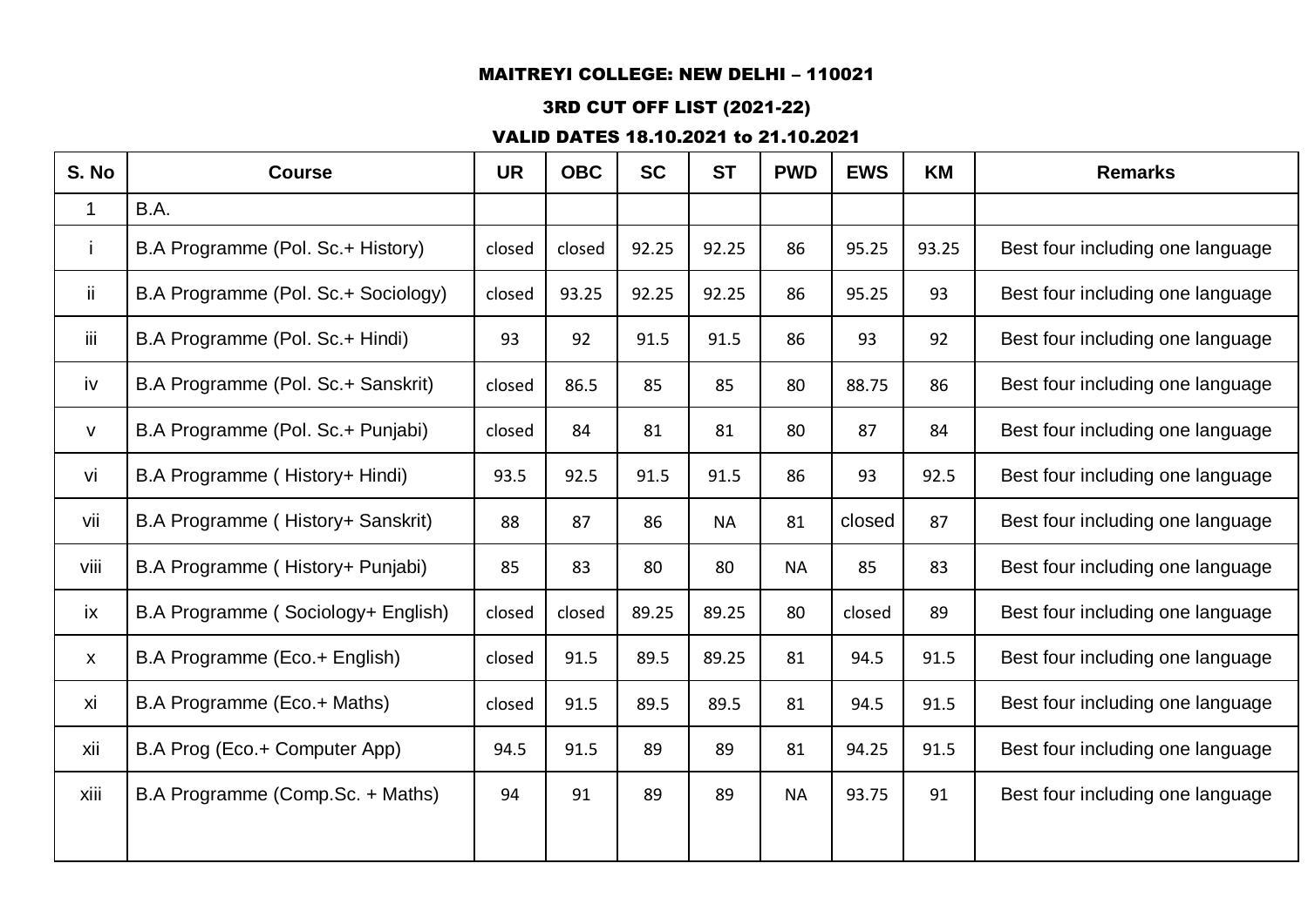# MAITREYI COLLEGE: NEW DELHI – 110021

## 3RD CUT OFF LIST (2021-22)

## VALID DATES 18.10.2021 to 21.10.2021

| S. No | Course | UR | OBC | SC | ST | PWD | EWS | KM | Remarks |
|---|---|---|---|---|---|---|---|---|---|
| 1 | B.A. | | | | | | | | |
| i | B.A Programme (Pol. Sc.+ History) | closed | closed | 92.25 | 92.25 | 86 | 95.25 | 93.25 | Best four including one language |
| ii | B.A Programme (Pol. Sc.+ Sociology) | closed | 93.25 | 92.25 | 92.25 | 86 | 95.25 | 93 | Best four including one language |
| iii | B.A Programme (Pol. Sc.+ Hindi) | 93 | 92 | 91.5 | 91.5 | 86 | 93 | 92 | Best four including one language |
| iv | B.A Programme (Pol. Sc.+ Sanskrit) | closed | 86.5 | 85 | 85 | 80 | 88.75 | 86 | Best four including one language |
| v | B.A Programme (Pol. Sc.+ Punjabi) | closed | 84 | 81 | 81 | 80 | 87 | 84 | Best four including one language |
| vi | B.A Programme ( History+ Hindi) | 93.5 | 92.5 | 91.5 | 91.5 | 86 | 93 | 92.5 | Best four including one language |
| vii | B.A Programme ( History+ Sanskrit) | 88 | 87 | 86 | NA | 81 | closed | 87 | Best four including one language |
| viii | B.A Programme ( History+ Punjabi) | 85 | 83 | 80 | 80 | NA | 85 | 83 | Best four including one language |
| ix | B.A Programme ( Sociology+ English) | closed | closed | 89.25 | 89.25 | 80 | closed | 89 | Best four including one language |
| x | B.A Programme (Eco.+ English) | closed | 91.5 | 89.5 | 89.25 | 81 | 94.5 | 91.5 | Best four including one language |
| xi | B.A Programme (Eco.+ Maths) | closed | 91.5 | 89.5 | 89.5 | 81 | 94.5 | 91.5 | Best four including one language |
| xii | B.A Prog (Eco.+ Computer App) | 94.5 | 91.5 | 89 | 89 | 81 | 94.25 | 91.5 | Best four including one language |
| xiii | B.A Programme (Comp.Sc. + Maths) | 94 | 91 | 89 | 89 | NA | 93.75 | 91 | Best four including one language |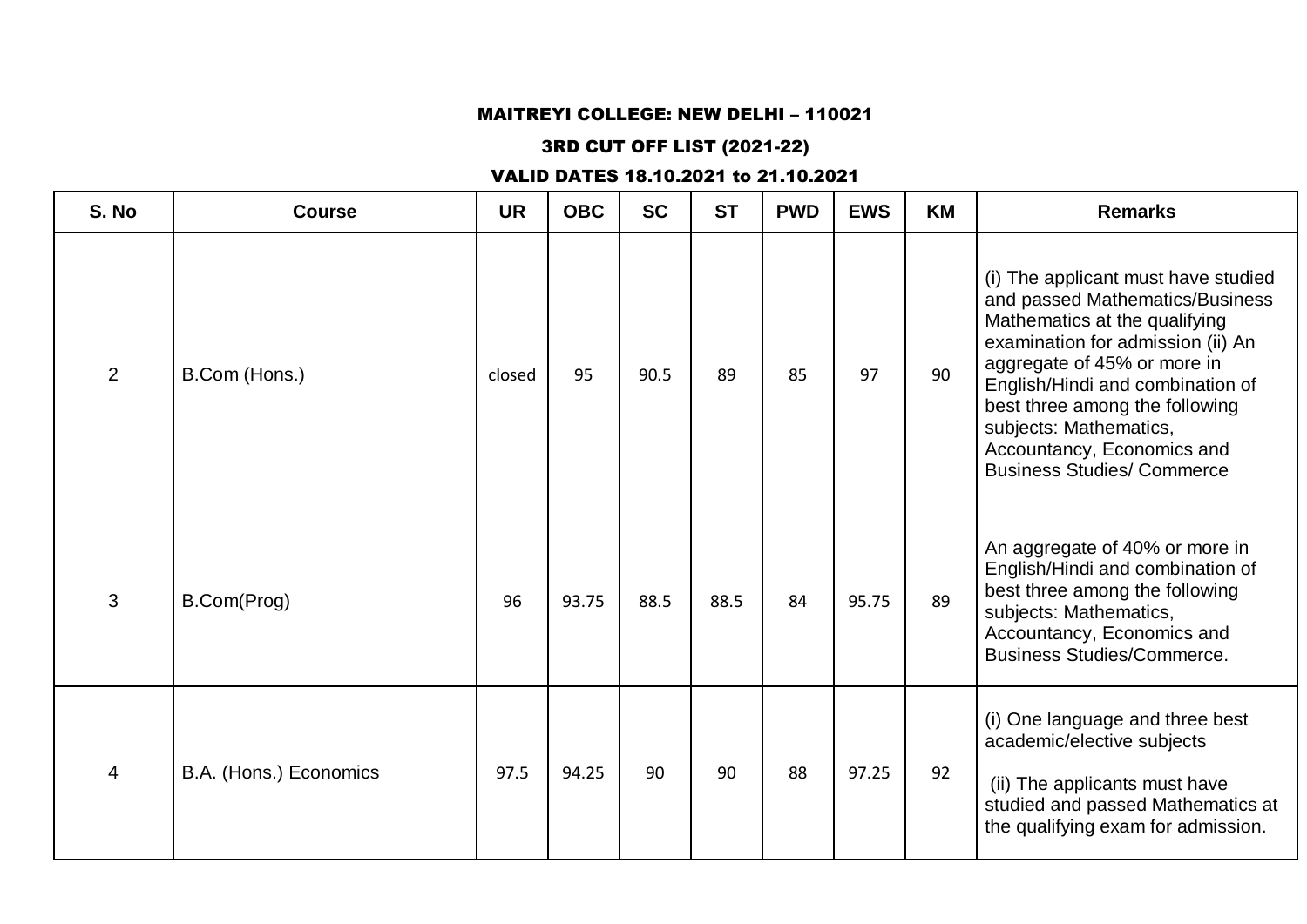MAITREYI COLLEGE: NEW DELHI – 110021

3RD CUT OFF LIST (2021-22)

VALID DATES 18.10.2021 to 21.10.2021

| S. No | Course | UR | OBC | SC | ST | PWD | EWS | KM | Remarks |
|---|---|---|---|---|---|---|---|---|---|
| 2 | B.Com (Hons.) | closed | 95 | 90.5 | 89 | 85 | 97 | 90 | (i) The applicant must have studied and passed Mathematics/Business Mathematics at the qualifying examination for admission (ii) An aggregate of 45% or more in English/Hindi and combination of best three among the following subjects: Mathematics, Accountancy, Economics and Business Studies/ Commerce |
| 3 | B.Com(Prog) | 96 | 93.75 | 88.5 | 88.5 | 84 | 95.75 | 89 | An aggregate of 40% or more in English/Hindi and combination of best three among the following subjects: Mathematics, Accountancy, Economics and Business Studies/Commerce. |
| 4 | B.A. (Hons.) Economics | 97.5 | 94.25 | 90 | 90 | 88 | 97.25 | 92 | (i) One language and three best academic/elective subjects (ii) The applicants must have studied and passed Mathematics at the qualifying exam for admission. |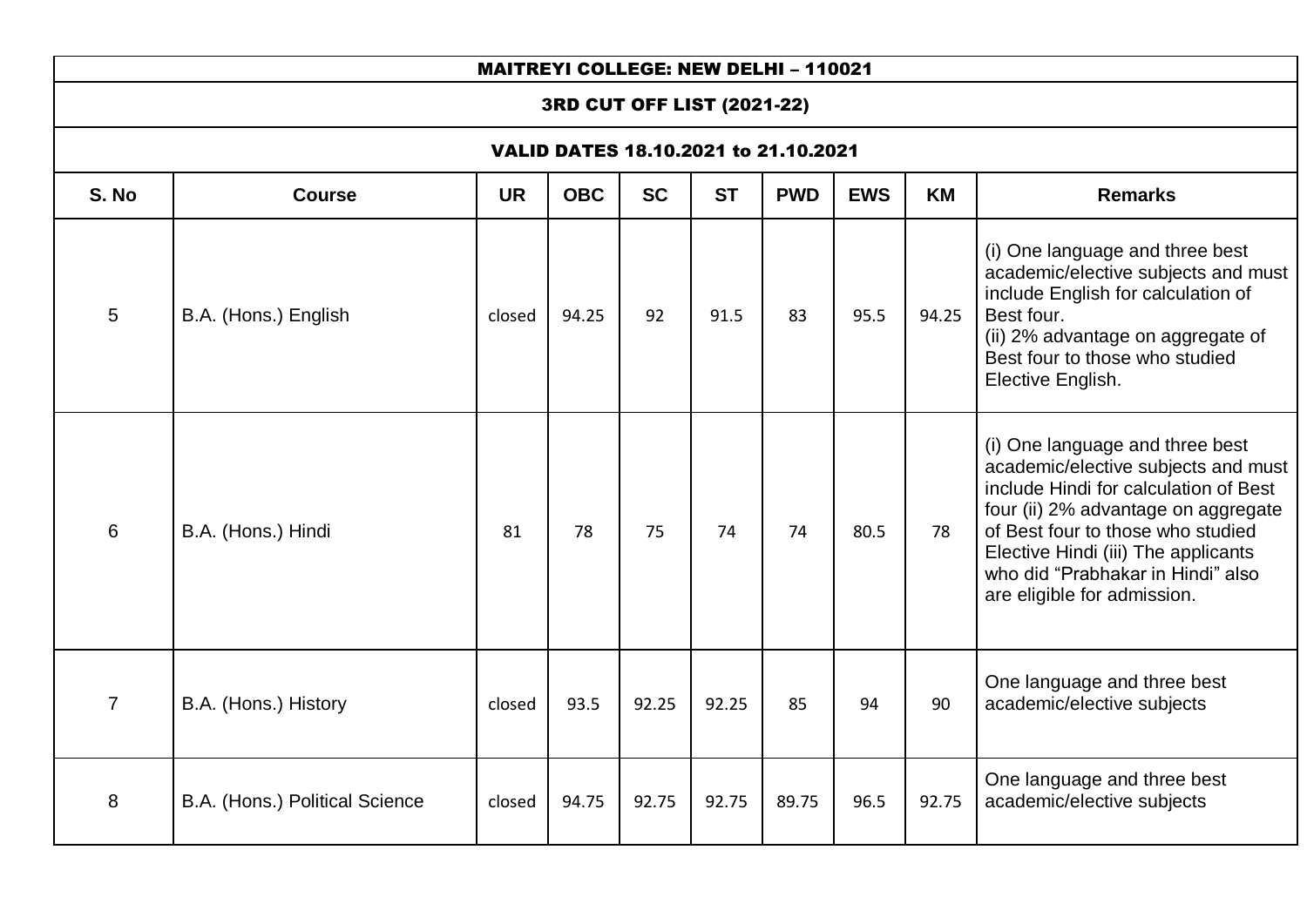| MAITREYI COLLEGE: NEW DELHI – 110021 | | | | | | | | | |
|---|---|---|---|---|---|---|---|---|---|
| **3RD CUT OFF LIST (2021-22)** | | | | | | | | | |
| **VALID DATES 18.10.2021 to 21.10.2021** | | | | | | | | | |
| **S. No** | **Course** | **UR** | **OBC** | **SC** | **ST** | **PWD** | **EWS** | **KM** | **Remarks** |
| 5 | B.A. (Hons.) English | closed | 94.25 | 92 | 91.5 | 83 | 95.5 | 94.25 | (i) One language and three best academic/elective subjects and must include English for calculation of Best four. (ii) 2% advantage on aggregate of Best four to those who studied Elective English. |
| 6 | B.A. (Hons.) Hindi | 81 | 78 | 75 | 74 | 74 | 80.5 | 78 | (i) One language and three best academic/elective subjects and must include Hindi for calculation of Best four (ii) 2% advantage on aggregate of Best four to those who studied Elective Hindi (iii) The applicants who did "Prabhakar in Hindi" also are eligible for admission. |
| 7 | B.A. (Hons.) History | closed | 93.5 | 92.25 | 92.25 | 85 | 94 | 90 | One language and three best academic/elective subjects |
| 8 | B.A. (Hons.) Political Science | closed | 94.75 | 92.75 | 92.75 | 89.75 | 96.5 | 92.75 | One language and three best academic/elective subjects |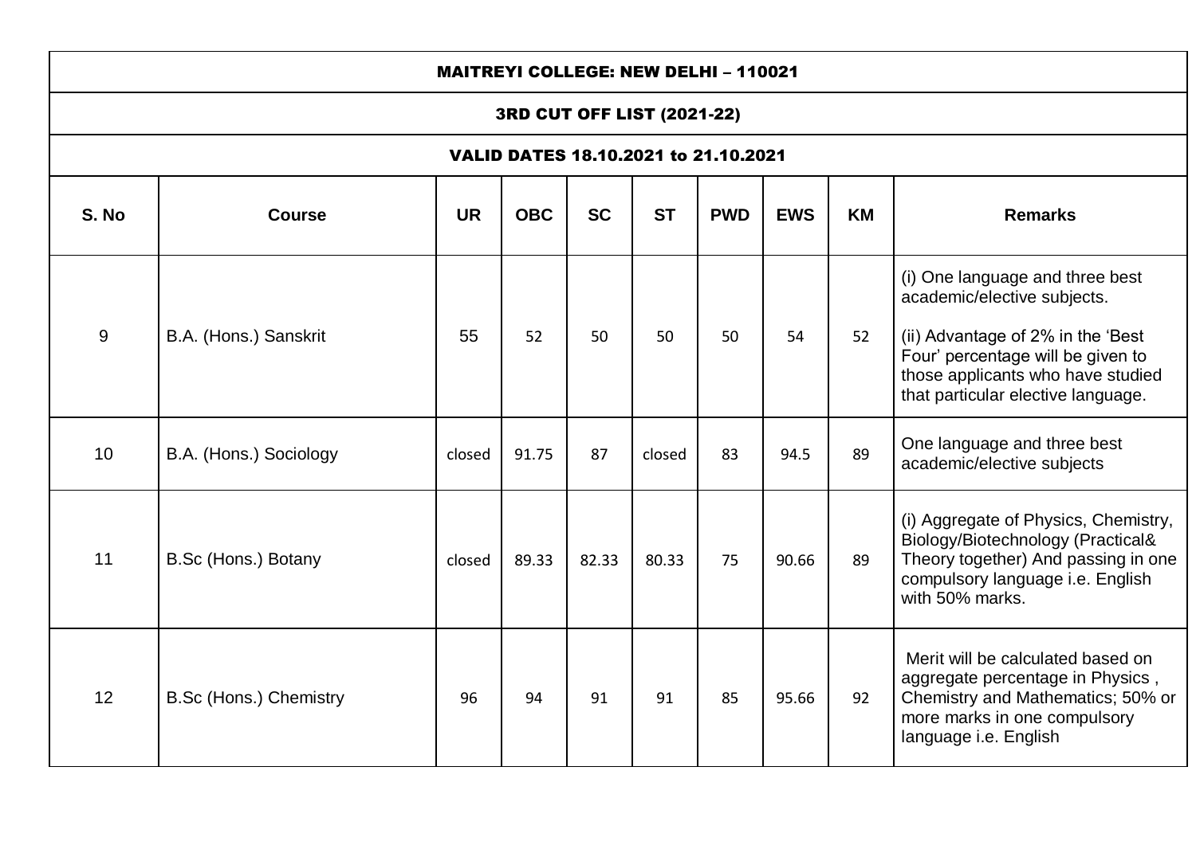| MAITREYI COLLEGE: NEW DELHI – 110021 | | | | | | | | | |
|---|---|---|---|---|---|---|---|---|---|
| **3RD CUT OFF LIST (2021-22)** | | | | | | | | | |
| **VALID DATES 18.10.2021 to 21.10.2021** | | | | | | | | | |
| **S. No** | **Course** | **UR** | **OBC** | **SC** | **ST** | **PWD** | **EWS** | **KM** | **Remarks** |
| 9 | B.A. (Hons.) Sanskrit | 55 | 52 | 50 | 50 | 50 | 54 | 52 | (i) One language and three best academic/elective subjects. (ii) Advantage of 2% in the 'Best Four' percentage will be given to those applicants who have studied that particular elective language. |
| 10 | B.A. (Hons.) Sociology | closed | 91.75 | 87 | closed | 83 | 94.5 | 89 | One language and three best academic/elective subjects |
| 11 | B.Sc (Hons.) Botany | closed | 89.33 | 82.33 | 80.33 | 75 | 90.66 | 89 | (i) Aggregate of Physics, Chemistry, Biology/Biotechnology (Practical& Theory together) And passing in one compulsory language i.e. English with 50% marks. |
| 12 | B.Sc (Hons.) Chemistry | 96 | 94 | 91 | 91 | 85 | 95.66 | 92 | Merit will be calculated based on aggregate percentage in Physics , Chemistry and Mathematics; 50% or more marks in one compulsory language i.e. English |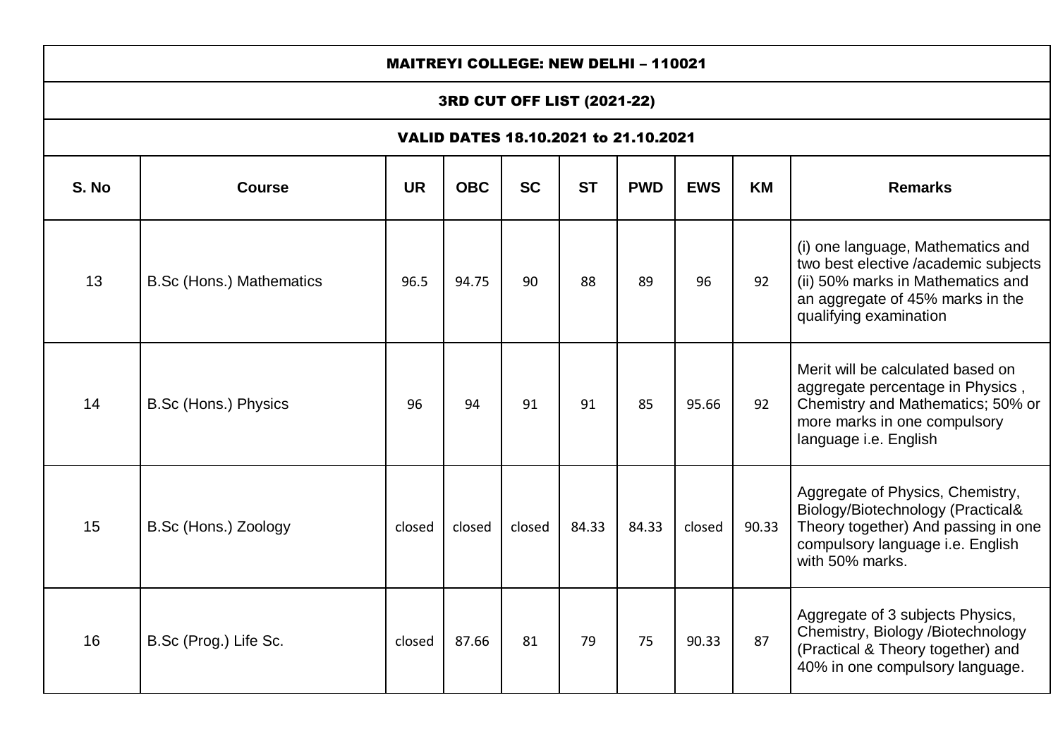# MAITREYI COLLEGE: NEW DELHI – 110021

## 3RD CUT OFF LIST (2021-22)

### VALID DATES 18.10.2021 to 21.10.2021

| S. No | Course | UR | OBC | SC | ST | PWD | EWS | KM | Remarks |
|---|---|---|---|---|---|---|---|---|---|
| 13 | B.Sc (Hons.) Mathematics | 96.5 | 94.75 | 90 | 88 | 89 | 96 | 92 | (i) one language, Mathematics and two best elective /academic subjects (ii) 50% marks in Mathematics and an aggregate of 45% marks in the qualifying examination |
| 14 | B.Sc (Hons.) Physics | 96 | 94 | 91 | 91 | 85 | 95.66 | 92 | Merit will be calculated based on aggregate percentage in Physics , Chemistry and Mathematics; 50% or more marks in one compulsory language i.e. English |
| 15 | B.Sc (Hons.) Zoology | closed | closed | closed | 84.33 | 84.33 | closed | 90.33 | Aggregate of Physics, Chemistry, Biology/Biotechnology (Practical& Theory together) And passing in one compulsory language i.e. English with 50% marks. |
| 16 | B.Sc (Prog.) Life Sc. | closed | 87.66 | 81 | 79 | 75 | 90.33 | 87 | Aggregate of 3 subjects Physics, Chemistry, Biology /Biotechnology (Practical & Theory together) and 40% in one compulsory language. |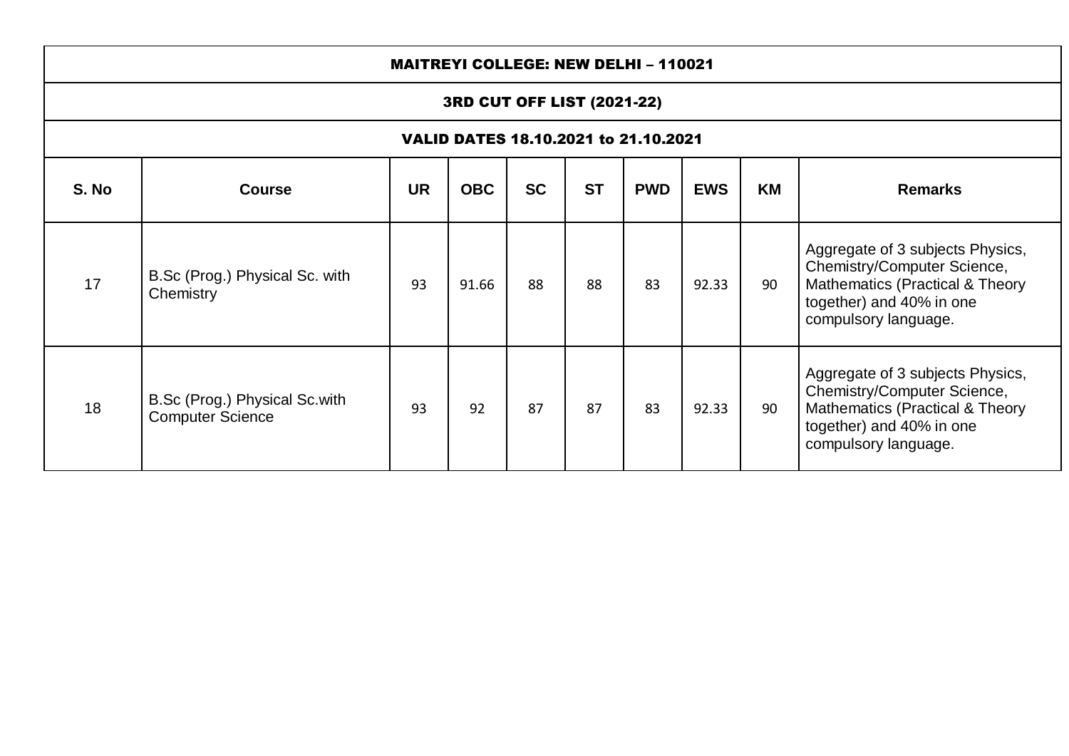## MAITREYI COLLEGE: NEW DELHI – 110021

## 3RD CUT OFF LIST (2021-22)

## VALID DATES 18.10.2021 to 21.10.2021

| S. No | Course | UR | OBC | SC | ST | PWD | EWS | KM | Remarks |
|---|---|---|---|---|---|---|---|---|---|
| 17 | B.Sc (Prog.) Physical Sc. with Chemistry | 93 | 91.66 | 88 | 88 | 83 | 92.33 | 90 | Aggregate of 3 subjects Physics, Chemistry/Computer Science, Mathematics (Practical & Theory together) and 40% in one compulsory language. |
| 18 | B.Sc (Prog.) Physical Sc.with Computer Science | 93 | 92 | 87 | 87 | 83 | 92.33 | 90 | Aggregate of 3 subjects Physics, Chemistry/Computer Science, Mathematics (Practical & Theory together) and 40% in one compulsory language. |